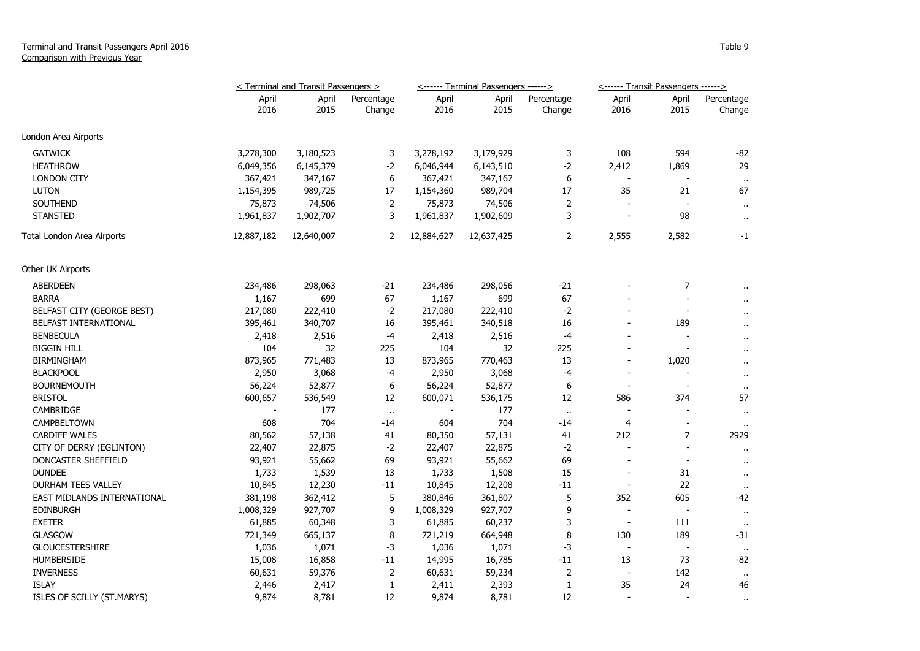Terminal and Transit Passengers April 2016
Comparison with Previous Year

Table 9

| | < Terminal and Transit Passengers > | | | <------ Terminal Passengers ------> | | | <------ Transit Passengers ------> | | |
|---|---|---|---|---|---|---|---|---|---|
| | April 2016 | April 2015 | Percentage Change | April 2016 | April 2015 | Percentage Change | April 2016 | April 2015 | Percentage Change |
| London Area Airports | | | | | | | | | |
| GATWICK | 3,278,300 | 3,180,523 | 3 | 3,278,192 | 3,179,929 | 3 | 108 | 594 | -82 |
| HEATHROW | 6,049,356 | 6,145,379 | -2 | 6,046,944 | 6,143,510 | -2 | 2,412 | 1,869 | 29 |
| LONDON CITY | 367,421 | 347,167 | 6 | 367,421 | 347,167 | 6 | - | - | .. |
| LUTON | 1,154,395 | 989,725 | 17 | 1,154,360 | 989,704 | 17 | 35 | 21 | 67 |
| SOUTHEND | 75,873 | 74,506 | 2 | 75,873 | 74,506 | 2 | - | - | .. |
| STANSTED | 1,961,837 | 1,902,707 | 3 | 1,961,837 | 1,902,609 | 3 | - | 98 | .. |
| Total London Area Airports | 12,887,182 | 12,640,007 | 2 | 12,884,627 | 12,637,425 | 2 | 2,555 | 2,582 | -1 |
| Other UK Airports | | | | | | | | | |
| ABERDEEN | 234,486 | 298,063 | -21 | 234,486 | 298,056 | -21 | - | 7 | .. |
| BARRA | 1,167 | 699 | 67 | 1,167 | 699 | 67 | - | - | .. |
| BELFAST CITY (GEORGE BEST) | 217,080 | 222,410 | -2 | 217,080 | 222,410 | -2 | - | - | .. |
| BELFAST INTERNATIONAL | 395,461 | 340,707 | 16 | 395,461 | 340,518 | 16 | - | 189 | .. |
| BENBECULA | 2,418 | 2,516 | -4 | 2,418 | 2,516 | -4 | - | - | .. |
| BIGGIN HILL | 104 | 32 | 225 | 104 | 32 | 225 | - | - | .. |
| BIRMINGHAM | 873,965 | 771,483 | 13 | 873,965 | 770,463 | 13 | - | 1,020 | .. |
| BLACKPOOL | 2,950 | 3,068 | -4 | 2,950 | 3,068 | -4 | - | - | .. |
| BOURNEMOUTH | 56,224 | 52,877 | 6 | 56,224 | 52,877 | 6 | - | - | .. |
| BRISTOL | 600,657 | 536,549 | 12 | 600,071 | 536,175 | 12 | 586 | 374 | 57 |
| CAMBRIDGE | - | 177 | .. | - | 177 | .. | - | - | .. |
| CAMPBELTOWN | 608 | 704 | -14 | 604 | 704 | -14 | 4 | - | .. |
| CARDIFF WALES | 80,562 | 57,138 | 41 | 80,350 | 57,131 | 41 | 212 | 7 | 2929 |
| CITY OF DERRY (EGLINTON) | 22,407 | 22,875 | -2 | 22,407 | 22,875 | -2 | - | - | .. |
| DONCASTER SHEFFIELD | 93,921 | 55,662 | 69 | 93,921 | 55,662 | 69 | - | - | .. |
| DUNDEE | 1,733 | 1,539 | 13 | 1,733 | 1,508 | 15 | - | 31 | .. |
| DURHAM TEES VALLEY | 10,845 | 12,230 | -11 | 10,845 | 12,208 | -11 | - | 22 | .. |
| EAST MIDLANDS INTERNATIONAL | 381,198 | 362,412 | 5 | 380,846 | 361,807 | 5 | 352 | 605 | -42 |
| EDINBURGH | 1,008,329 | 927,707 | 9 | 1,008,329 | 927,707 | 9 | - | - | .. |
| EXETER | 61,885 | 60,348 | 3 | 61,885 | 60,237 | 3 | - | 111 | .. |
| GLASGOW | 721,349 | 665,137 | 8 | 721,219 | 664,948 | 8 | 130 | 189 | -31 |
| GLOUCESTERSHIRE | 1,036 | 1,071 | -3 | 1,036 | 1,071 | -3 | - | - | .. |
| HUMBERSIDE | 15,008 | 16,858 | -11 | 14,995 | 16,785 | -11 | 13 | 73 | -82 |
| INVERNESS | 60,631 | 59,376 | 2 | 60,631 | 59,234 | 2 | - | 142 | .. |
| ISLAY | 2,446 | 2,417 | 1 | 2,411 | 2,393 | 1 | 35 | 24 | 46 |
| ISLES OF SCILLY (ST.MARYS) | 9,874 | 8,781 | 12 | 9,874 | 8,781 | 12 | - | - | .. |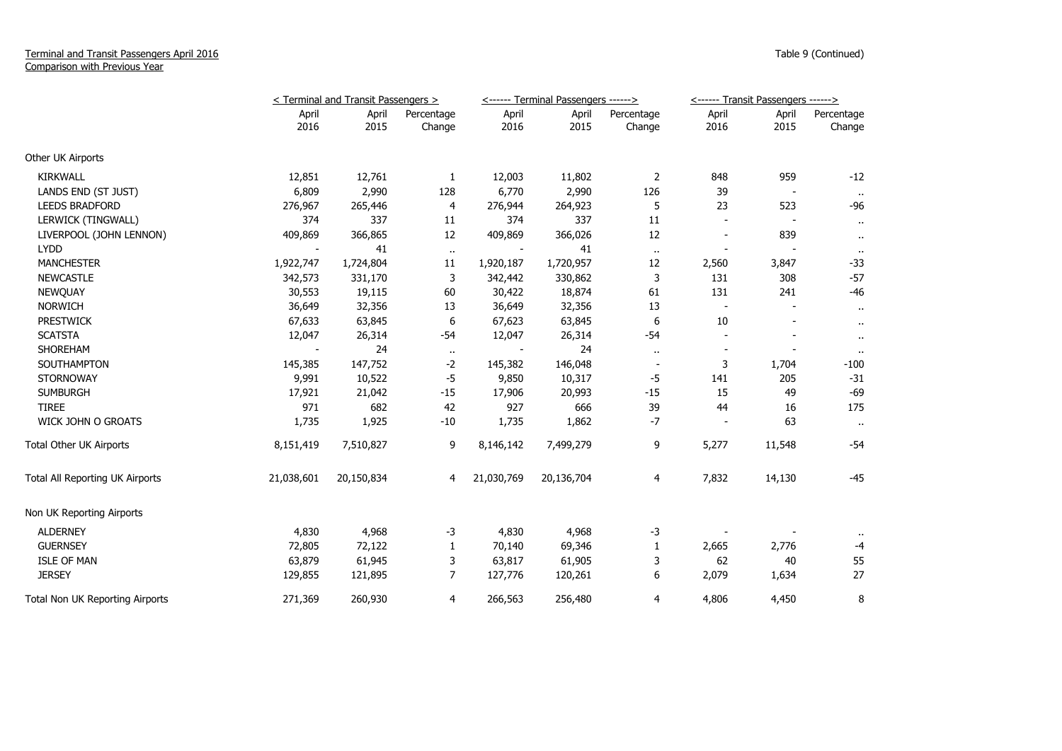Terminal and Transit Passengers April 2016
Comparison with Previous Year

Table 9 (Continued)

| | < Terminal and Transit Passengers > | | | <------ Terminal Passengers ------> | | | <------ Transit Passengers ------> | | |
|---|---|---|---|---|---|---|---|---|---|
| | April 2016 | April 2015 | Percentage Change | April 2016 | April 2015 | Percentage Change | April 2016 | April 2015 | Percentage Change |
| Other UK Airports | | | | | | | | | |
| KIRKWALL | 12,851 | 12,761 | 1 | 12,003 | 11,802 | 2 | 848 | 959 | -12 |
| LANDS END (ST JUST) | 6,809 | 2,990 | 128 | 6,770 | 2,990 | 126 | 39 | - | .. |
| LEEDS BRADFORD | 276,967 | 265,446 | 4 | 276,944 | 264,923 | 5 | 23 | 523 | -96 |
| LERWICK (TINGWALL) | 374 | 337 | 11 | 374 | 337 | 11 | - | - | .. |
| LIVERPOOL (JOHN LENNON) | 409,869 | 366,865 | 12 | 409,869 | 366,026 | 12 | - | 839 | .. |
| LYDD | - | 41 | .. | - | 41 | .. | - | - | .. |
| MANCHESTER | 1,922,747 | 1,724,804 | 11 | 1,920,187 | 1,720,957 | 12 | 2,560 | 3,847 | -33 |
| NEWCASTLE | 342,573 | 331,170 | 3 | 342,442 | 330,862 | 3 | 131 | 308 | -57 |
| NEWQUAY | 30,553 | 19,115 | 60 | 30,422 | 18,874 | 61 | 131 | 241 | -46 |
| NORWICH | 36,649 | 32,356 | 13 | 36,649 | 32,356 | 13 | - | - | .. |
| PRESTWICK | 67,633 | 63,845 | 6 | 67,623 | 63,845 | 6 | 10 | - | .. |
| SCATSTA | 12,047 | 26,314 | -54 | 12,047 | 26,314 | -54 | - | - | .. |
| SHOREHAM | - | 24 | .. | - | 24 | .. | - | - | .. |
| SOUTHAMPTON | 145,385 | 147,752 | -2 | 145,382 | 146,048 | - | 3 | 1,704 | -100 |
| STORNOWAY | 9,991 | 10,522 | -5 | 9,850 | 10,317 | -5 | 141 | 205 | -31 |
| SUMBURGH | 17,921 | 21,042 | -15 | 17,906 | 20,993 | -15 | 15 | 49 | -69 |
| TIREE | 971 | 682 | 42 | 927 | 666 | 39 | 44 | 16 | 175 |
| WICK JOHN O GROATS | 1,735 | 1,925 | -10 | 1,735 | 1,862 | -7 | - | 63 | .. |
| Total Other UK Airports | 8,151,419 | 7,510,827 | 9 | 8,146,142 | 7,499,279 | 9 | 5,277 | 11,548 | -54 |
| Total All Reporting UK Airports | 21,038,601 | 20,150,834 | 4 | 21,030,769 | 20,136,704 | 4 | 7,832 | 14,130 | -45 |
| Non UK Reporting Airports | | | | | | | | | |
| ALDERNEY | 4,830 | 4,968 | -3 | 4,830 | 4,968 | -3 | - | - | .. |
| GUERNSEY | 72,805 | 72,122 | 1 | 70,140 | 69,346 | 1 | 2,665 | 2,776 | -4 |
| ISLE OF MAN | 63,879 | 61,945 | 3 | 63,817 | 61,905 | 3 | 62 | 40 | 55 |
| JERSEY | 129,855 | 121,895 | 7 | 127,776 | 120,261 | 6 | 2,079 | 1,634 | 27 |
| Total Non UK Reporting Airports | 271,369 | 260,930 | 4 | 266,563 | 256,480 | 4 | 4,806 | 4,450 | 8 |